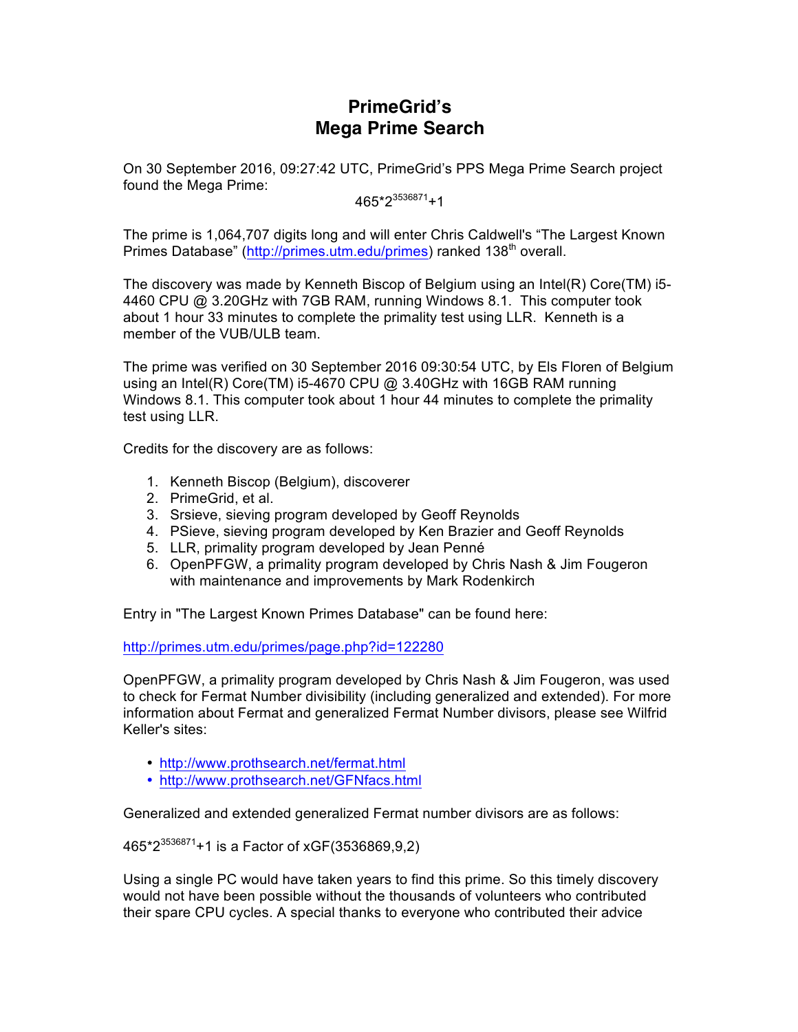# PrimeGrid's
# Mega Prime Search

On 30 September 2016, 09:27:42 UTC, PrimeGrid's PPS Mega Prime Search project found the Mega Prime:

$$465 \cdot 2^{3536871}+1$$

The prime is 1,064,707 digits long and will enter Chris Caldwell's "The Largest Known Primes Database" (http://primes.utm.edu/primes) ranked 138th overall.

The discovery was made by Kenneth Biscop of Belgium using an Intel(R) Core(TM) i5-4460 CPU @ 3.20GHz with 7GB RAM, running Windows 8.1. This computer took about 1 hour 33 minutes to complete the primality test using LLR. Kenneth is a member of the VUB/ULB team.

The prime was verified on 30 September 2016 09:30:54 UTC, by Els Floren of Belgium using an Intel(R) Core(TM) i5-4670 CPU @ 3.40GHz with 16GB RAM running Windows 8.1. This computer took about 1 hour 44 minutes to complete the primality test using LLR.

Credits for the discovery are as follows:

1. Kenneth Biscop (Belgium), discoverer
2. PrimeGrid, et al.
3. Srsieve, sieving program developed by Geoff Reynolds
4. PSieve, sieving program developed by Ken Brazier and Geoff Reynolds
5. LLR, primality program developed by Jean Penné
6. OpenPFGW, a primality program developed by Chris Nash & Jim Fougeron with maintenance and improvements by Mark Rodenkirch

Entry in "The Largest Known Primes Database" can be found here:

http://primes.utm.edu/primes/page.php?id=122280

OpenPFGW, a primality program developed by Chris Nash & Jim Fougeron, was used to check for Fermat Number divisibility (including generalized and extended). For more information about Fermat and generalized Fermat Number divisors, please see Wilfrid Keller's sites:

- http://www.prothsearch.net/fermat.html
- http://www.prothsearch.net/GFNfacs.html

Generalized and extended generalized Fermat number divisors are as follows:

$465 \cdot 2^{3536871}+1$ is a Factor of xGF(3536869,9,2)

Using a single PC would have taken years to find this prime. So this timely discovery would not have been possible without the thousands of volunteers who contributed their spare CPU cycles. A special thanks to everyone who contributed their advice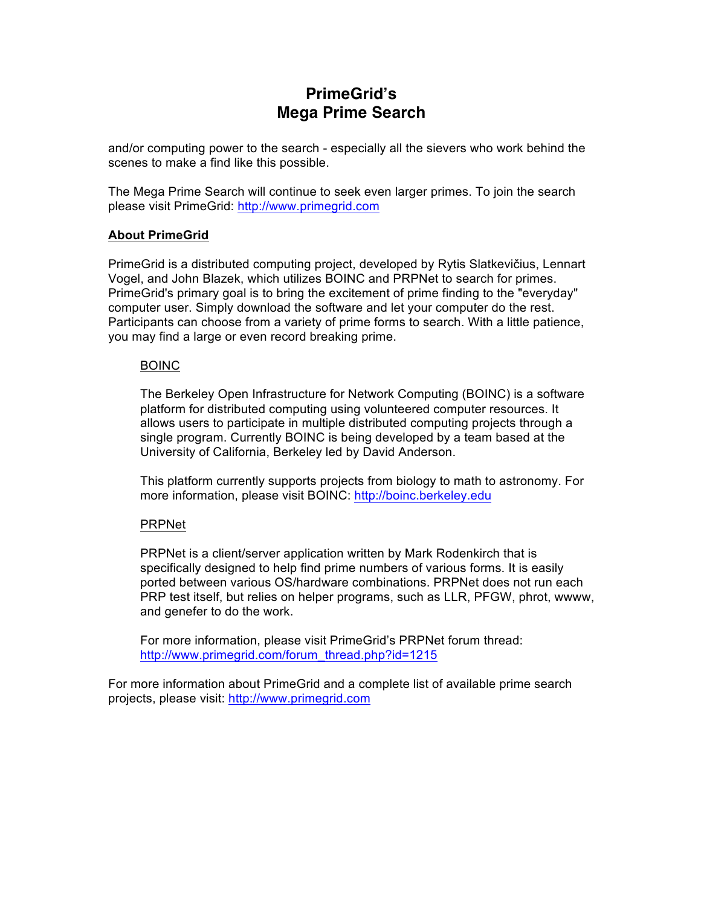# PrimeGrid's
# Mega Prime Search

and/or computing power to the search - especially all the sievers who work behind the scenes to make a find like this possible.

The Mega Prime Search will continue to seek even larger primes. To join the search please visit PrimeGrid: http://www.primegrid.com

## About PrimeGrid

PrimeGrid is a distributed computing project, developed by Rytis Slatkevičius, Lennart Vogel, and John Blazek, which utilizes BOINC and PRPNet to search for primes. PrimeGrid's primary goal is to bring the excitement of prime finding to the "everyday" computer user. Simply download the software and let your computer do the rest. Participants can choose from a variety of prime forms to search. With a little patience, you may find a large or even record breaking prime.

### BOINC

The Berkeley Open Infrastructure for Network Computing (BOINC) is a software platform for distributed computing using volunteered computer resources. It allows users to participate in multiple distributed computing projects through a single program. Currently BOINC is being developed by a team based at the University of California, Berkeley led by David Anderson.

This platform currently supports projects from biology to math to astronomy. For more information, please visit BOINC: http://boinc.berkeley.edu

### PRPNet

PRPNet is a client/server application written by Mark Rodenkirch that is specifically designed to help find prime numbers of various forms. It is easily ported between various OS/hardware combinations. PRPNet does not run each PRP test itself, but relies on helper programs, such as LLR, PFGW, phrot, wwww, and genefer to do the work.

For more information, please visit PrimeGrid's PRPNet forum thread: http://www.primegrid.com/forum_thread.php?id=1215

For more information about PrimeGrid and a complete list of available prime search projects, please visit: http://www.primegrid.com